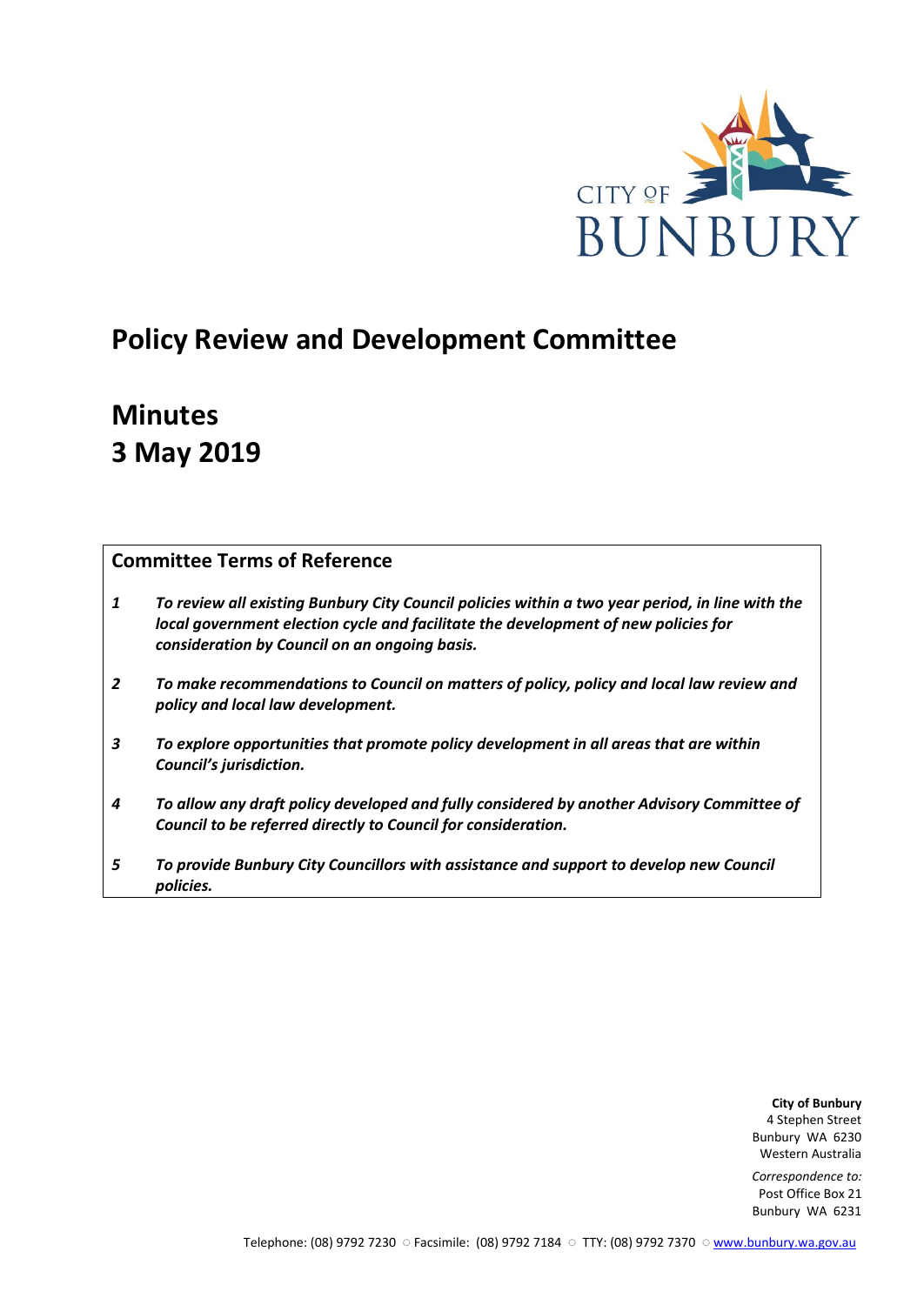CITY OF BUNBURY

# Policy Review and Development Committee

# Minutes
# 3 May 2019

## Committee Terms of Reference

1. ***To review all existing Bunbury City Council policies within a two year period, in line with the local government election cycle and facilitate the development of new policies for consideration by Council on an ongoing basis.***
2. ***To make recommendations to Council on matters of policy, policy and local law review and policy and local law development.***
3. ***To explore opportunities that promote policy development in all areas that are within Council's jurisdiction.***
4. ***To allow any draft policy developed and fully considered by another Advisory Committee of Council to be referred directly to Council for consideration.***
5. ***To provide Bunbury City Councillors with assistance and support to develop new Council policies.***

**City of Bunbury**
4 Stephen Street
Bunbury WA 6230
Western Australia

*Correspondence to:*
Post Office Box 21
Bunbury WA 6231

Telephone: (08) 9792 7230 ○ Facsimile: (08) 9792 7184 ○ TTY: (08) 9792 7370 ○ www.bunbury.wa.gov.au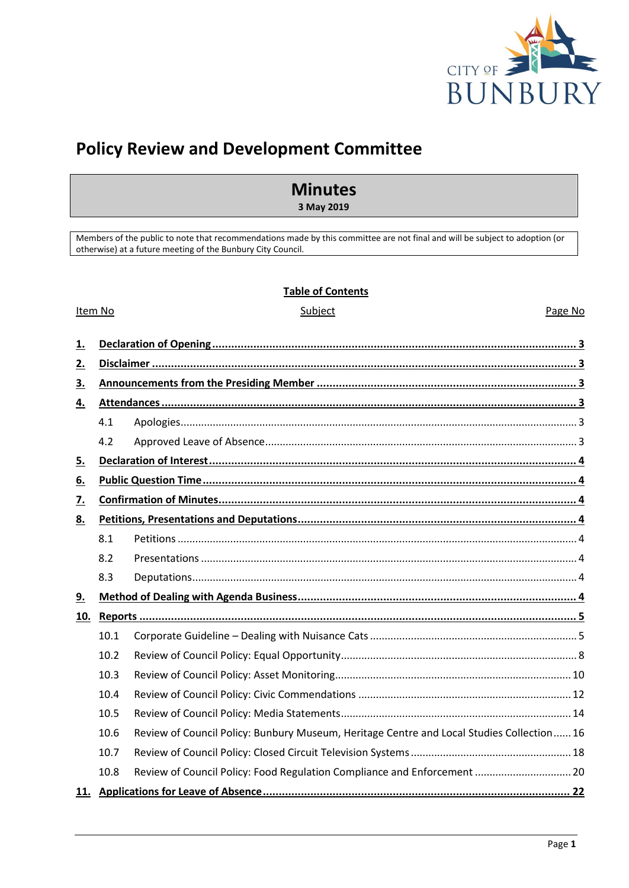# Policy Review and Development Committee

## Minutes

**3 May 2019**

Members of the public to note that recommendations made by this committee are not final and will be subject to adoption (or otherwise) at a future meeting of the Bunbury City Council.

**Table of Contents**

| Item No | Subject | Page No |
|---|---|---|
| **1.** | **Declaration of Opening** | **3** |
| **2.** | **Disclaimer** | **3** |
| **3.** | **Announcements from the Presiding Member** | **3** |
| **4.** | **Attendances** | **3** |
| 4.1 | Apologies | 3 |
| 4.2 | Approved Leave of Absence | 3 |
| **5.** | **Declaration of Interest** | **4** |
| **6.** | **Public Question Time** | **4** |
| **7.** | **Confirmation of Minutes** | **4** |
| **8.** | **Petitions, Presentations and Deputations** | **4** |
| 8.1 | Petitions | 4 |
| 8.2 | Presentations | 4 |
| 8.3 | Deputations | 4 |
| **9.** | **Method of Dealing with Agenda Business** | **4** |
| **10.** | **Reports** | **5** |
| 10.1 | Corporate Guideline – Dealing with Nuisance Cats | 5 |
| 10.2 | Review of Council Policy: Equal Opportunity | 8 |
| 10.3 | Review of Council Policy: Asset Monitoring | 10 |
| 10.4 | Review of Council Policy: Civic Commendations | 12 |
| 10.5 | Review of Council Policy: Media Statements | 14 |
| 10.6 | Review of Council Policy: Bunbury Museum, Heritage Centre and Local Studies Collection | 16 |
| 10.7 | Review of Council Policy: Closed Circuit Television Systems | 18 |
| 10.8 | Review of Council Policy: Food Regulation Compliance and Enforcement | 20 |
| **11.** | **Applications for Leave of Absence** | **22** |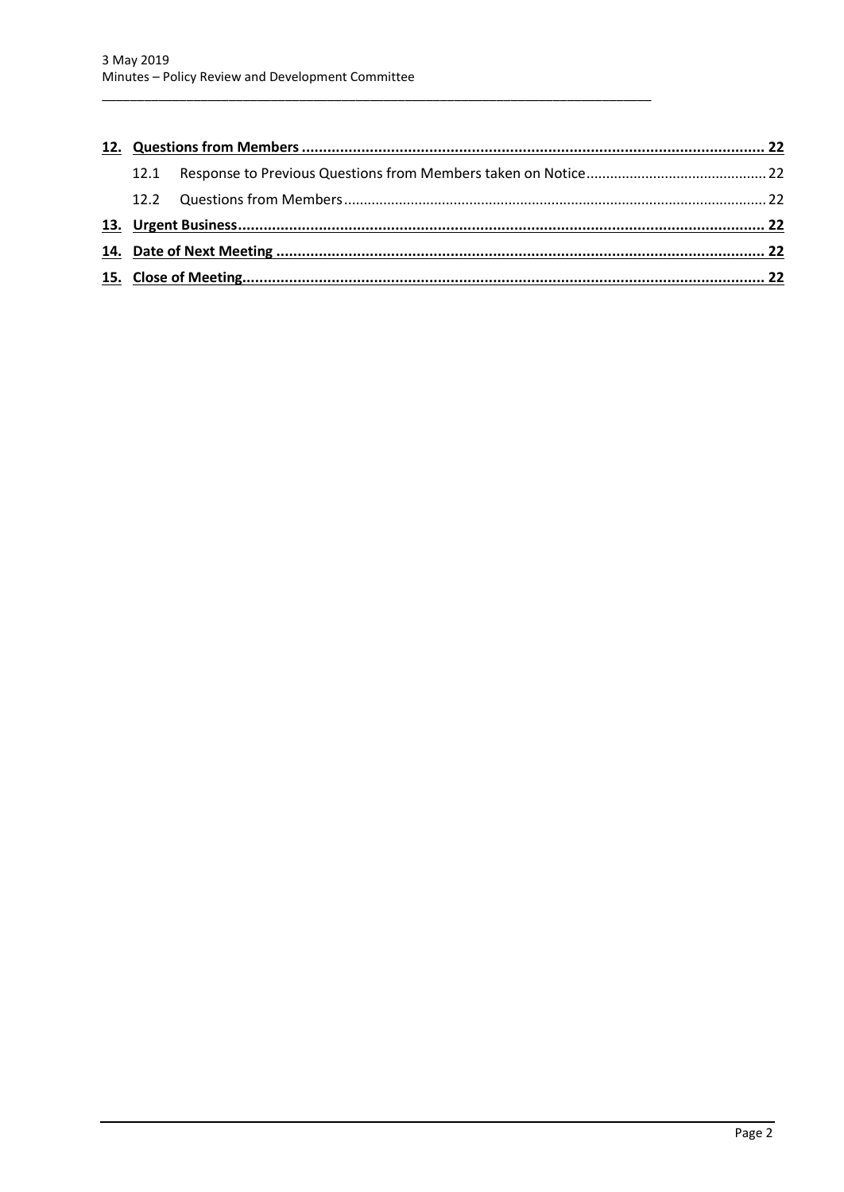**12. Questions from Members** ..... **22**

12.1 Response to Previous Questions from Members taken on Notice ..... 22

12.2 Questions from Members ..... 22

**13. Urgent Business** ..... **22**

**14. Date of Next Meeting** ..... **22**

**15. Close of Meeting** ..... **22**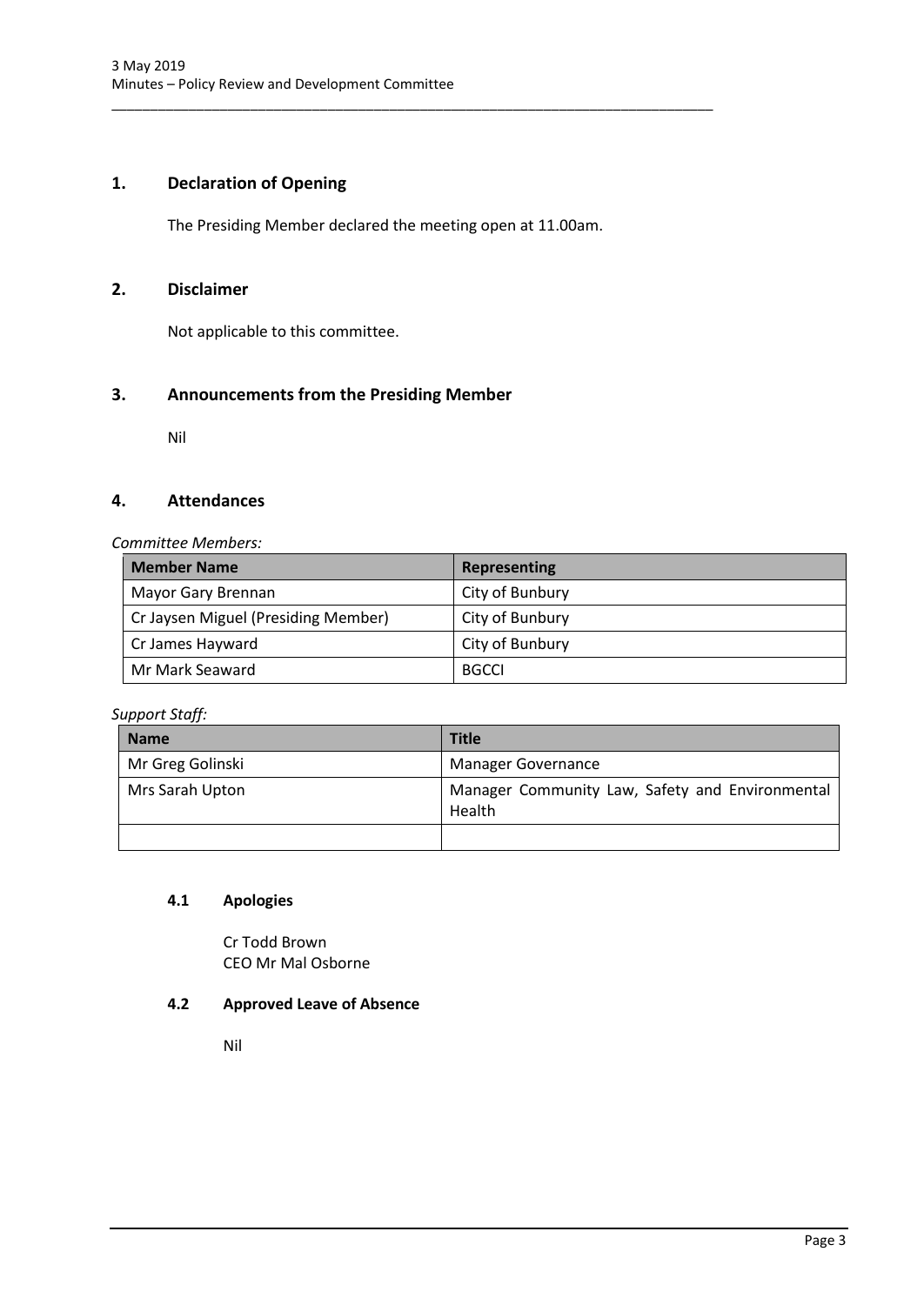## 1. Declaration of Opening

The Presiding Member declared the meeting open at 11.00am.

## 2. Disclaimer

Not applicable to this committee.

## 3. Announcements from the Presiding Member

Nil

## 4. Attendances

*Committee Members:*

| Member Name | Representing |
|---|---|
| Mayor Gary Brennan | City of Bunbury |
| Cr Jaysen Miguel (Presiding Member) | City of Bunbury |
| Cr James Hayward | City of Bunbury |
| Mr Mark Seaward | BGCCI |

*Support Staff:*

| Name | Title |
|---|---|
| Mr Greg Golinski | Manager Governance |
| Mrs Sarah Upton | Manager Community Law, Safety and Environmental Health |
| | |

### 4.1 Apologies

Cr Todd Brown
CEO Mr Mal Osborne

### 4.2 Approved Leave of Absence

Nil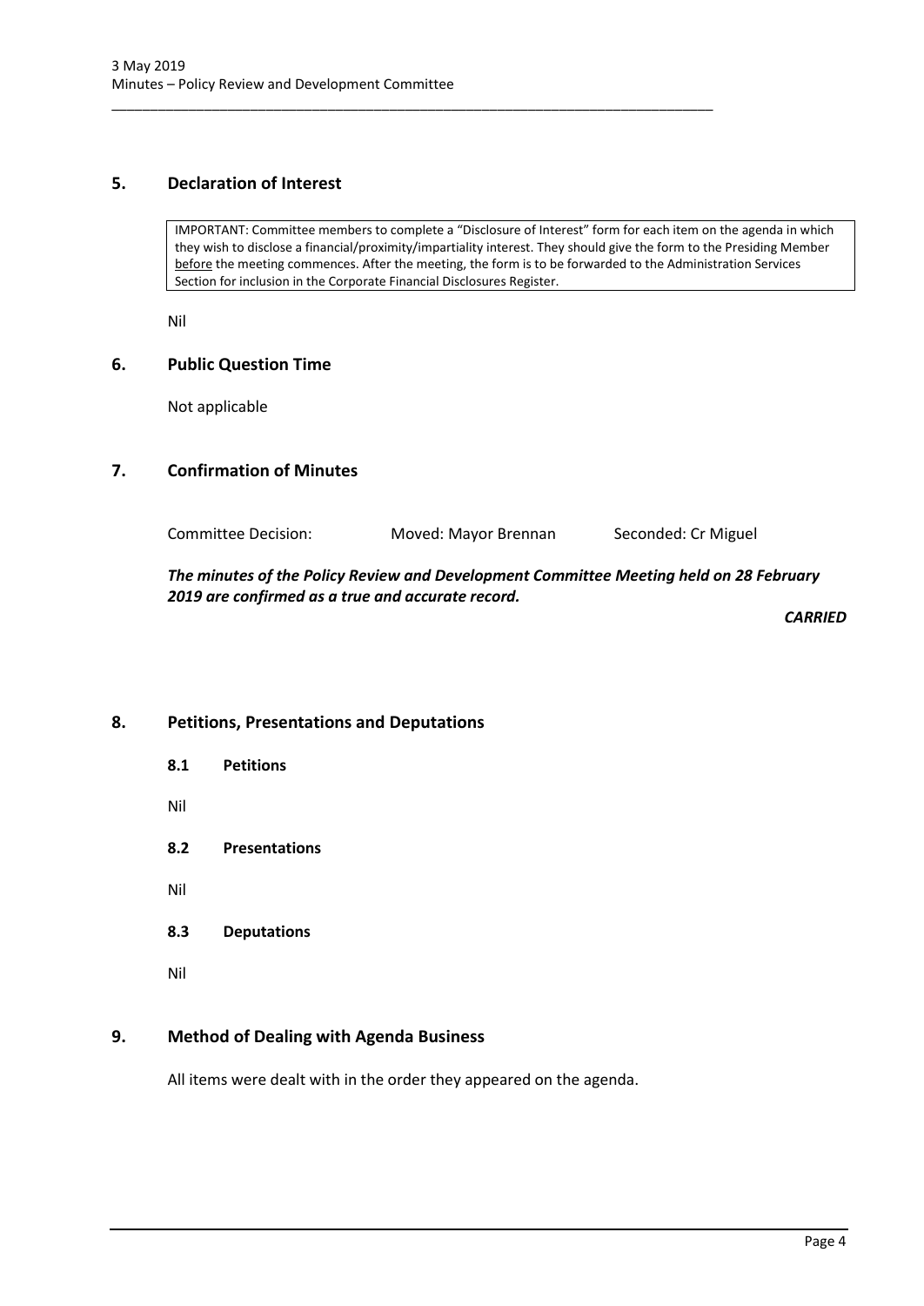## 5. Declaration of Interest

> IMPORTANT: Committee members to complete a "Disclosure of Interest" form for each item on the agenda in which they wish to disclose a financial/proximity/impartiality interest. They should give the form to the Presiding Member <u>before</u> the meeting commences. After the meeting, the form is to be forwarded to the Administration Services Section for inclusion in the Corporate Financial Disclosures Register.

Nil

## 6. Public Question Time

Not applicable

## 7. Confirmation of Minutes

Committee Decision: Moved: Mayor Brennan Seconded: Cr Miguel

***The minutes of the Policy Review and Development Committee Meeting held on 28 February 2019 are confirmed as a true and accurate record.***

***CARRIED***

## 8. Petitions, Presentations and Deputations

### 8.1 Petitions

Nil

### 8.2 Presentations

Nil

### 8.3 Deputations

Nil

## 9. Method of Dealing with Agenda Business

All items were dealt with in the order they appeared on the agenda.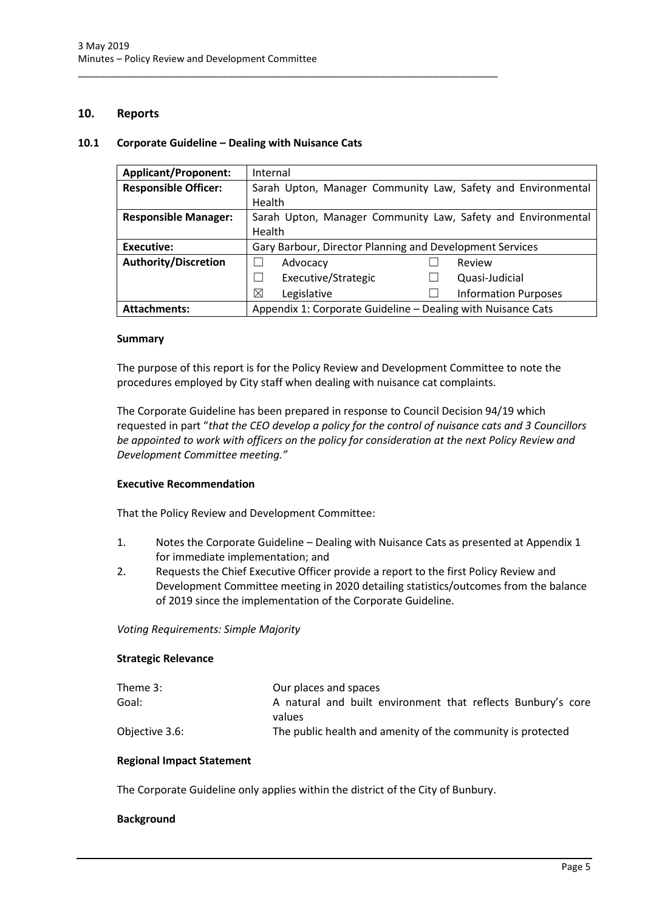## 10. Reports

### 10.1 Corporate Guideline – Dealing with Nuisance Cats

| Applicant/Proponent: | Internal | | | |
|---|---|---|---|---|
| **Responsible Officer:** | Sarah Upton, Manager Community Law, Safety and Environmental Health | | | |
| **Responsible Manager:** | Sarah Upton, Manager Community Law, Safety and Environmental Health | | | |
| **Executive:** | Gary Barbour, Director Planning and Development Services | | | |
| **Authority/Discretion** | ☐ | Advocacy | ☐ | Review |
| | ☐ | Executive/Strategic | ☐ | Quasi-Judicial |
| | ☒ | Legislative | ☐ | Information Purposes |
| **Attachments:** | Appendix 1: Corporate Guideline – Dealing with Nuisance Cats | | | |

**Summary**

The purpose of this report is for the Policy Review and Development Committee to note the procedures employed by City staff when dealing with nuisance cat complaints.

The Corporate Guideline has been prepared in response to Council Decision 94/19 which requested in part "*that the CEO develop a policy for the control of nuisance cats and 3 Councillors be appointed to work with officers on the policy for consideration at the next Policy Review and Development Committee meeting.*"

**Executive Recommendation**

That the Policy Review and Development Committee:

1. Notes the Corporate Guideline – Dealing with Nuisance Cats as presented at Appendix 1 for immediate implementation; and
2. Requests the Chief Executive Officer provide a report to the first Policy Review and Development Committee meeting in 2020 detailing statistics/outcomes from the balance of 2019 since the implementation of the Corporate Guideline.

*Voting Requirements: Simple Majority*

**Strategic Relevance**

| | |
|---|---|
| Theme 3: | Our places and spaces |
| Goal: | A natural and built environment that reflects Bunbury's core values |
| Objective 3.6: | The public health and amenity of the community is protected |

**Regional Impact Statement**

The Corporate Guideline only applies within the district of the City of Bunbury.

**Background**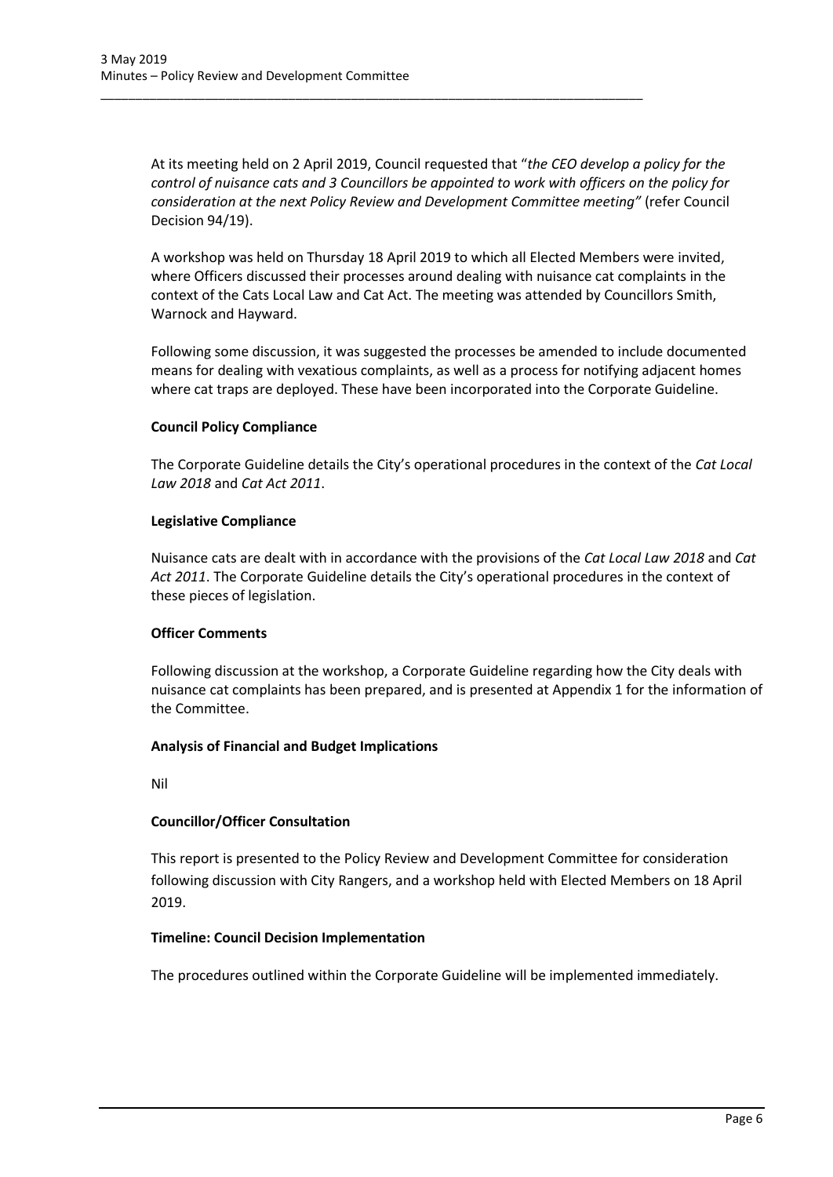At its meeting held on 2 April 2019, Council requested that "*the CEO develop a policy for the control of nuisance cats and 3 Councillors be appointed to work with officers on the policy for consideration at the next Policy Review and Development Committee meeting"* (refer Council Decision 94/19).

A workshop was held on Thursday 18 April 2019 to which all Elected Members were invited, where Officers discussed their processes around dealing with nuisance cat complaints in the context of the Cats Local Law and Cat Act. The meeting was attended by Councillors Smith, Warnock and Hayward.

Following some discussion, it was suggested the processes be amended to include documented means for dealing with vexatious complaints, as well as a process for notifying adjacent homes where cat traps are deployed. These have been incorporated into the Corporate Guideline.

**Council Policy Compliance**

The Corporate Guideline details the City's operational procedures in the context of the *Cat Local Law 2018* and *Cat Act 2011*.

**Legislative Compliance**

Nuisance cats are dealt with in accordance with the provisions of the *Cat Local Law 2018* and *Cat Act 2011*. The Corporate Guideline details the City's operational procedures in the context of these pieces of legislation.

**Officer Comments**

Following discussion at the workshop, a Corporate Guideline regarding how the City deals with nuisance cat complaints has been prepared, and is presented at Appendix 1 for the information of the Committee.

**Analysis of Financial and Budget Implications**

Nil

**Councillor/Officer Consultation**

This report is presented to the Policy Review and Development Committee for consideration following discussion with City Rangers, and a workshop held with Elected Members on 18 April 2019.

**Timeline: Council Decision Implementation**

The procedures outlined within the Corporate Guideline will be implemented immediately.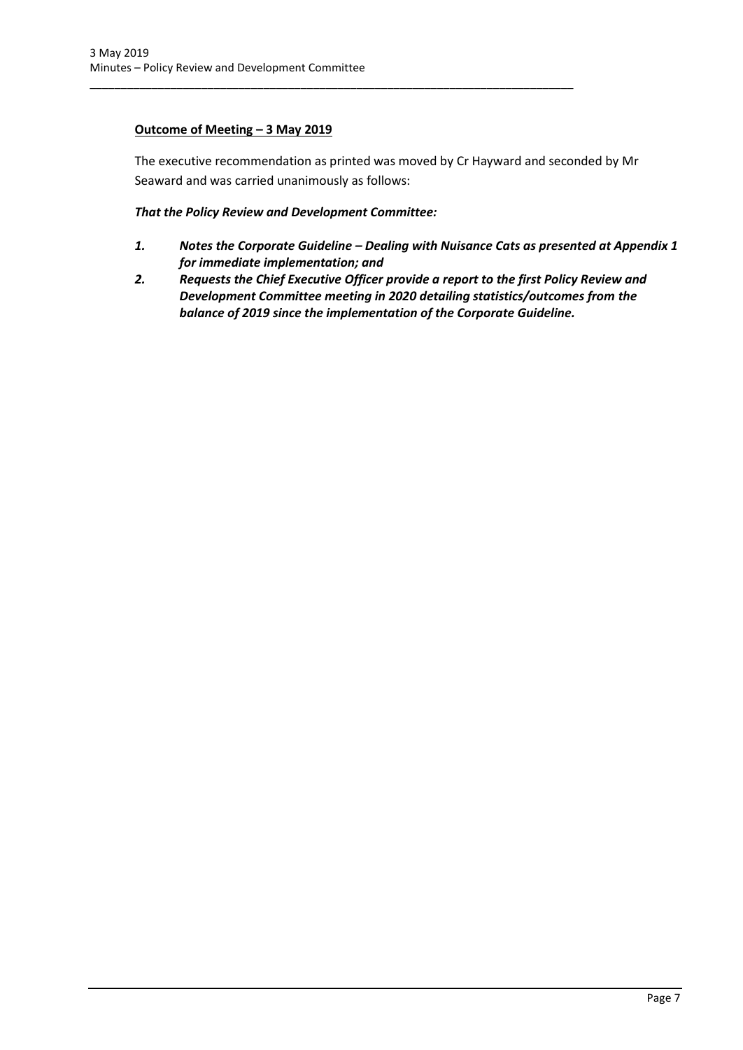**Outcome of Meeting – 3 May 2019**

The executive recommendation as printed was moved by Cr Hayward and seconded by Mr Seaward and was carried unanimously as follows:

***That the Policy Review and Development Committee:***

1. ***Notes the Corporate Guideline – Dealing with Nuisance Cats as presented at Appendix 1 for immediate implementation; and***
2. ***Requests the Chief Executive Officer provide a report to the first Policy Review and Development Committee meeting in 2020 detailing statistics/outcomes from the balance of 2019 since the implementation of the Corporate Guideline.***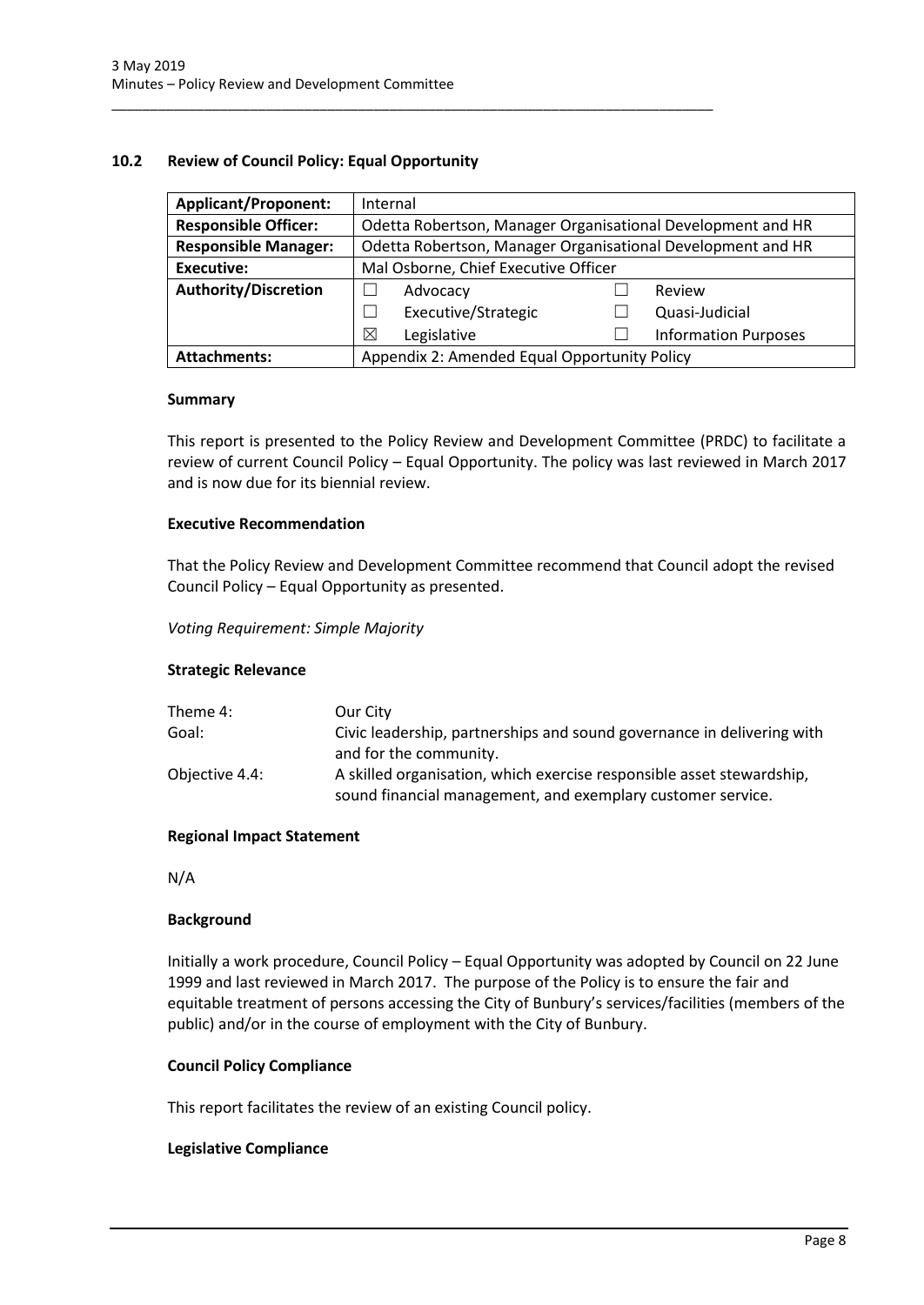## 10.2 Review of Council Policy: Equal Opportunity

| **Applicant/Proponent:** | Internal | | | |
|---|---|---|---|---|
| **Responsible Officer:** | Odetta Robertson, Manager Organisational Development and HR | | | |
| **Responsible Manager:** | Odetta Robertson, Manager Organisational Development and HR | | | |
| **Executive:** | Mal Osborne, Chief Executive Officer | | | |
| **Authority/Discretion** | ☐ | Advocacy | ☐ | Review |
| | ☐ | Executive/Strategic | ☐ | Quasi-Judicial |
| | ☒ | Legislative | ☐ | Information Purposes |
| **Attachments:** | Appendix 2: Amended Equal Opportunity Policy | | | |

### Summary

This report is presented to the Policy Review and Development Committee (PRDC) to facilitate a review of current Council Policy – Equal Opportunity. The policy was last reviewed in March 2017 and is now due for its biennial review.

### Executive Recommendation

That the Policy Review and Development Committee recommend that Council adopt the revised Council Policy – Equal Opportunity as presented.

*Voting Requirement: Simple Majority*

### Strategic Relevance

| | |
|---|---|
| Theme 4: | Our City |
| Goal: | Civic leadership, partnerships and sound governance in delivering with and for the community. |
| Objective 4.4: | A skilled organisation, which exercise responsible asset stewardship, sound financial management, and exemplary customer service. |

### Regional Impact Statement

N/A

### Background

Initially a work procedure, Council Policy – Equal Opportunity was adopted by Council on 22 June 1999 and last reviewed in March 2017. The purpose of the Policy is to ensure the fair and equitable treatment of persons accessing the City of Bunbury's services/facilities (members of the public) and/or in the course of employment with the City of Bunbury.

### Council Policy Compliance

This report facilitates the review of an existing Council policy.

### Legislative Compliance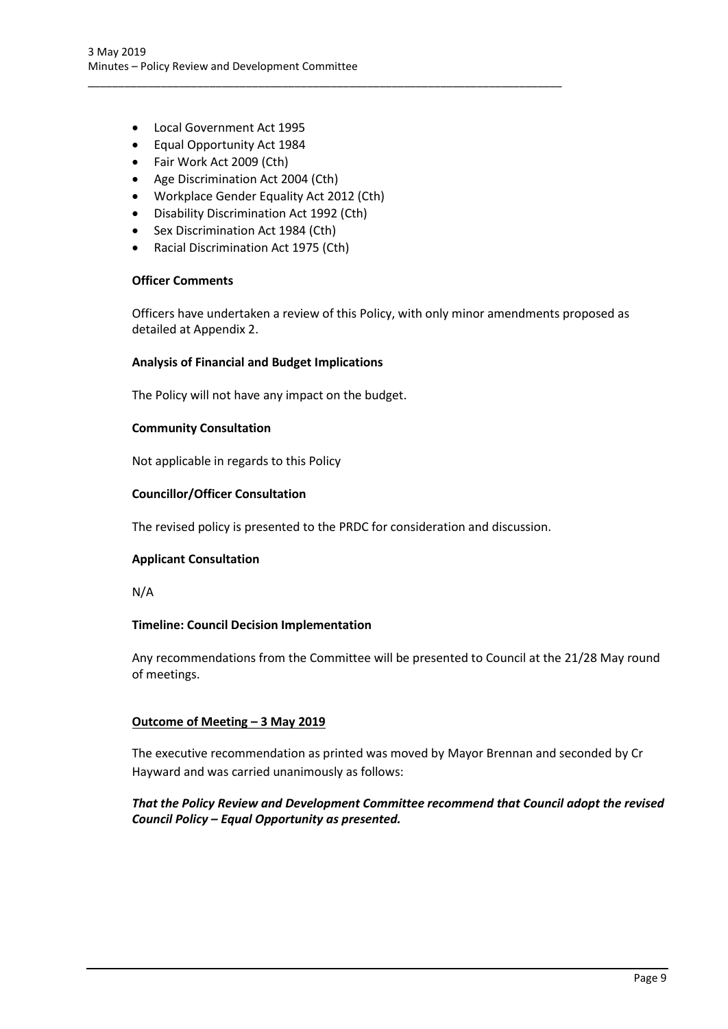- Local Government Act 1995
- Equal Opportunity Act 1984
- Fair Work Act 2009 (Cth)
- Age Discrimination Act 2004 (Cth)
- Workplace Gender Equality Act 2012 (Cth)
- Disability Discrimination Act 1992 (Cth)
- Sex Discrimination Act 1984 (Cth)
- Racial Discrimination Act 1975 (Cth)

**Officer Comments**

Officers have undertaken a review of this Policy, with only minor amendments proposed as detailed at Appendix 2.

**Analysis of Financial and Budget Implications**

The Policy will not have any impact on the budget.

**Community Consultation**

Not applicable in regards to this Policy

**Councillor/Officer Consultation**

The revised policy is presented to the PRDC for consideration and discussion.

**Applicant Consultation**

N/A

**Timeline: Council Decision Implementation**

Any recommendations from the Committee will be presented to Council at the 21/28 May round of meetings.

**Outcome of Meeting – 3 May 2019**

The executive recommendation as printed was moved by Mayor Brennan and seconded by Cr Hayward and was carried unanimously as follows:

***That the Policy Review and Development Committee recommend that Council adopt the revised Council Policy – Equal Opportunity as presented.***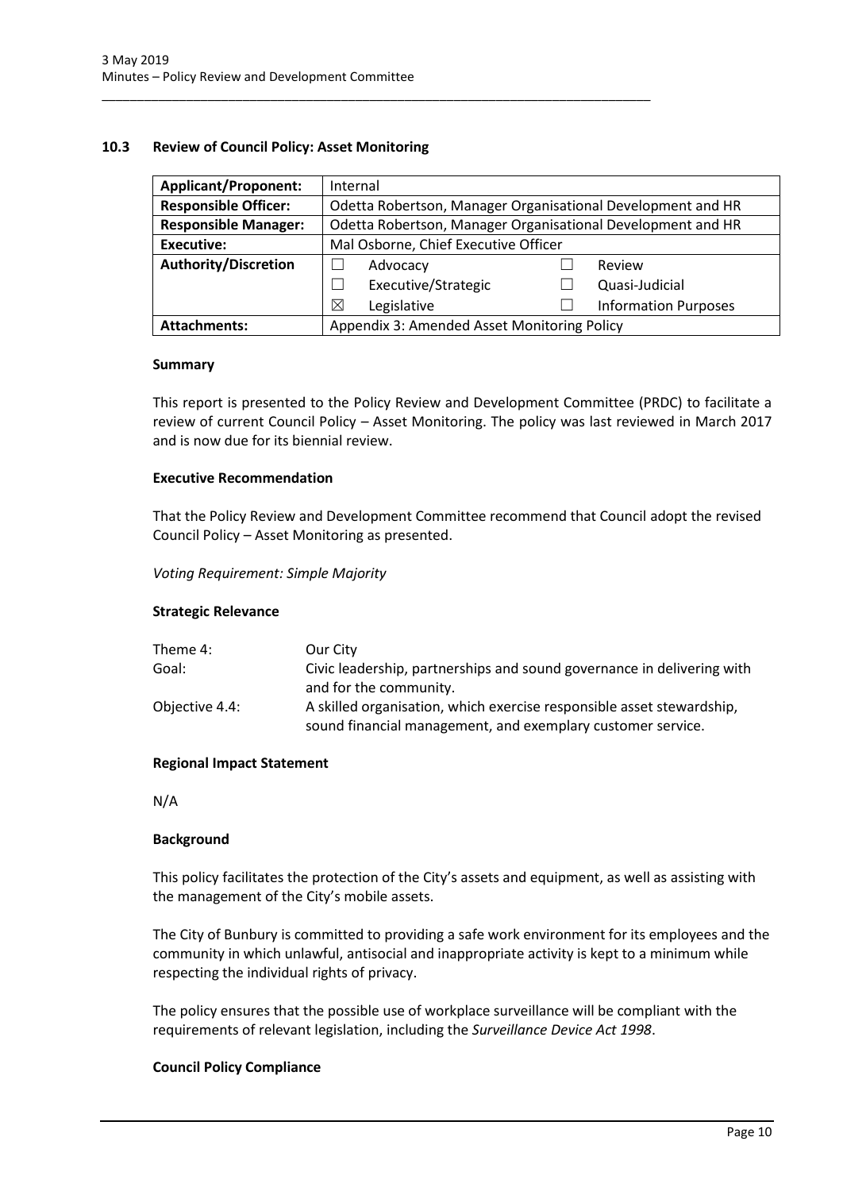### 10.3 Review of Council Policy: Asset Monitoring

| **Applicant/Proponent:** | Internal | | |
|---|---|---|---|
| **Responsible Officer:** | Odetta Robertson, Manager Organisational Development and HR | | |
| **Responsible Manager:** | Odetta Robertson, Manager Organisational Development and HR | | |
| **Executive:** | Mal Osborne, Chief Executive Officer | | |
| **Authority/Discretion** | ☐ Advocacy | ☐ Review | |
| | ☐ Executive/Strategic | ☐ Quasi-Judicial | |
| | ☒ Legislative | ☐ Information Purposes | |
| **Attachments:** | Appendix 3: Amended Asset Monitoring Policy | | |

#### Summary

This report is presented to the Policy Review and Development Committee (PRDC) to facilitate a review of current Council Policy – Asset Monitoring. The policy was last reviewed in March 2017 and is now due for its biennial review.

#### Executive Recommendation

That the Policy Review and Development Committee recommend that Council adopt the revised Council Policy – Asset Monitoring as presented.

*Voting Requirement: Simple Majority*

#### Strategic Relevance

| | |
|---|---|
| Theme 4: | Our City |
| Goal: | Civic leadership, partnerships and sound governance in delivering with and for the community. |
| Objective 4.4: | A skilled organisation, which exercise responsible asset stewardship, sound financial management, and exemplary customer service. |

#### Regional Impact Statement

N/A

#### Background

This policy facilitates the protection of the City's assets and equipment, as well as assisting with the management of the City's mobile assets.

The City of Bunbury is committed to providing a safe work environment for its employees and the community in which unlawful, antisocial and inappropriate activity is kept to a minimum while respecting the individual rights of privacy.

The policy ensures that the possible use of workplace surveillance will be compliant with the requirements of relevant legislation, including the *Surveillance Device Act 1998*.

#### Council Policy Compliance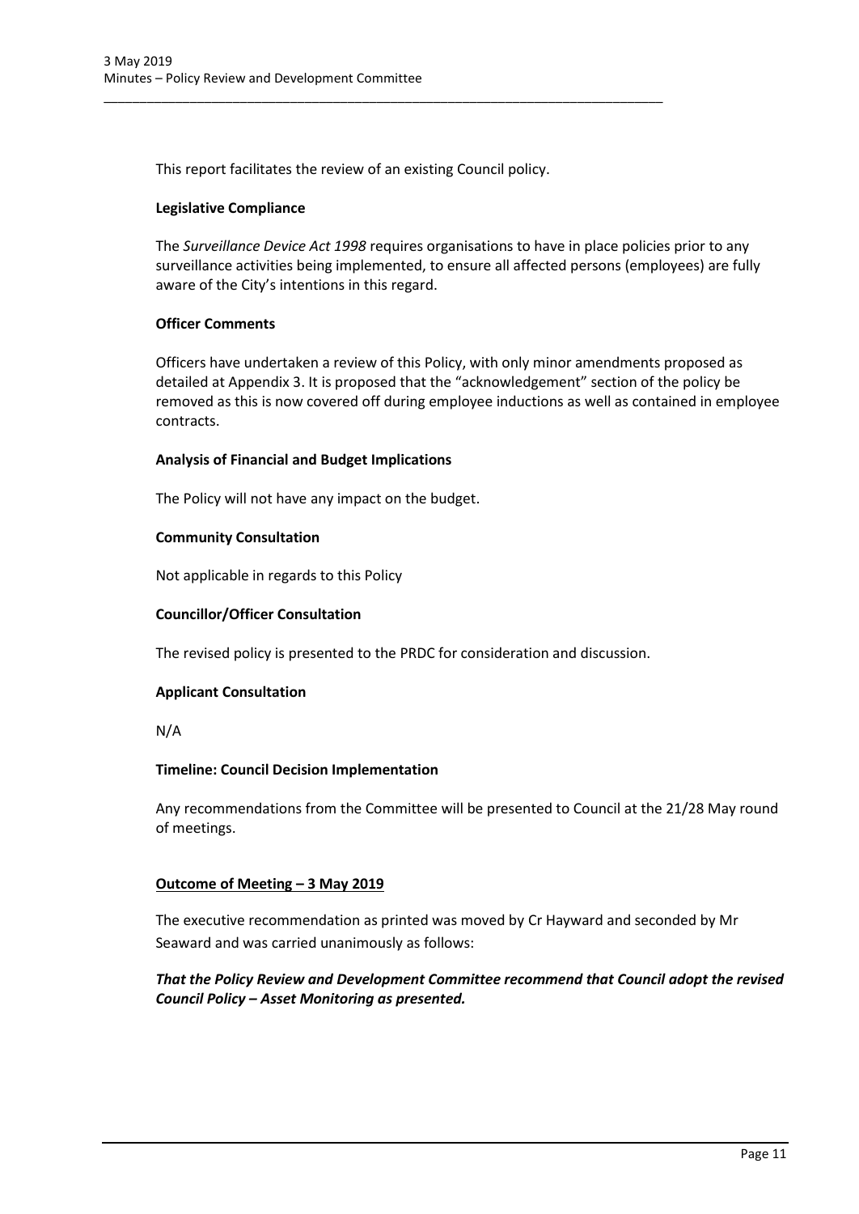This report facilitates the review of an existing Council policy.

**Legislative Compliance**

The *Surveillance Device Act 1998* requires organisations to have in place policies prior to any surveillance activities being implemented, to ensure all affected persons (employees) are fully aware of the City's intentions in this regard.

**Officer Comments**

Officers have undertaken a review of this Policy, with only minor amendments proposed as detailed at Appendix 3. It is proposed that the "acknowledgement" section of the policy be removed as this is now covered off during employee inductions as well as contained in employee contracts.

**Analysis of Financial and Budget Implications**

The Policy will not have any impact on the budget.

**Community Consultation**

Not applicable in regards to this Policy

**Councillor/Officer Consultation**

The revised policy is presented to the PRDC for consideration and discussion.

**Applicant Consultation**

N/A

**Timeline: Council Decision Implementation**

Any recommendations from the Committee will be presented to Council at the 21/28 May round of meetings.

**<u>Outcome of Meeting – 3 May 2019</u>**

The executive recommendation as printed was moved by Cr Hayward and seconded by Mr Seaward and was carried unanimously as follows:

***That the Policy Review and Development Committee recommend that Council adopt the revised Council Policy – Asset Monitoring as presented.***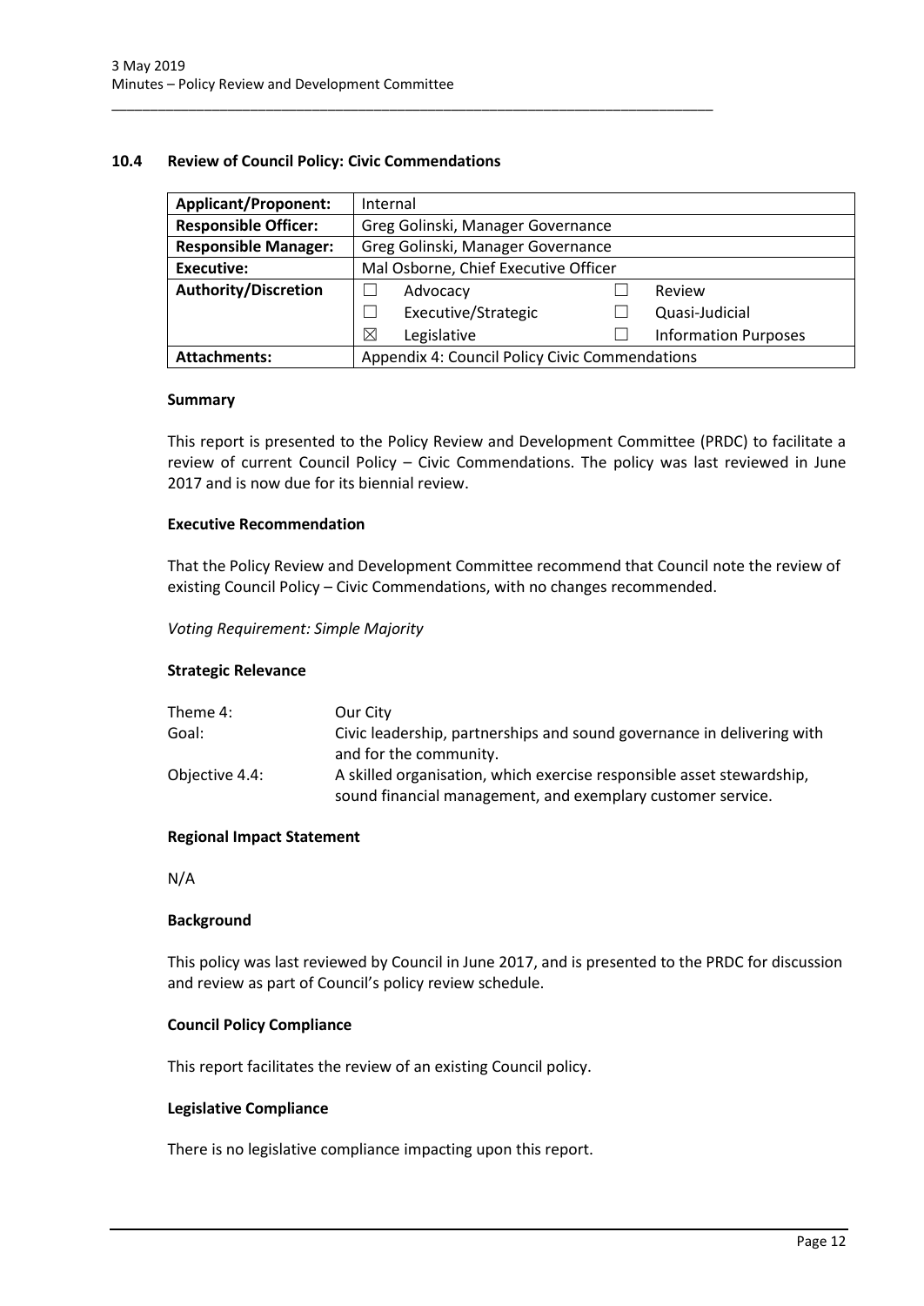## 10.4 Review of Council Policy: Civic Commendations

| **Applicant/Proponent:** | Internal | | | |
|---|---|---|---|---|
| **Responsible Officer:** | Greg Golinski, Manager Governance | | | |
| **Responsible Manager:** | Greg Golinski, Manager Governance | | | |
| **Executive:** | Mal Osborne, Chief Executive Officer | | | |
| **Authority/Discretion** | ☐ | Advocacy | ☐ | Review |
| | ☐ | Executive/Strategic | ☐ | Quasi-Judicial |
| | ☒ | Legislative | ☐ | Information Purposes |
| **Attachments:** | Appendix 4: Council Policy Civic Commendations | | | |

### Summary

This report is presented to the Policy Review and Development Committee (PRDC) to facilitate a review of current Council Policy – Civic Commendations. The policy was last reviewed in June 2017 and is now due for its biennial review.

### Executive Recommendation

That the Policy Review and Development Committee recommend that Council note the review of existing Council Policy – Civic Commendations, with no changes recommended.

*Voting Requirement: Simple Majority*

### Strategic Relevance

| | |
|---|---|
| Theme 4: | Our City |
| Goal: | Civic leadership, partnerships and sound governance in delivering with and for the community. |
| Objective 4.4: | A skilled organisation, which exercise responsible asset stewardship, sound financial management, and exemplary customer service. |

### Regional Impact Statement

N/A

### Background

This policy was last reviewed by Council in June 2017, and is presented to the PRDC for discussion and review as part of Council's policy review schedule.

### Council Policy Compliance

This report facilitates the review of an existing Council policy.

### Legislative Compliance

There is no legislative compliance impacting upon this report.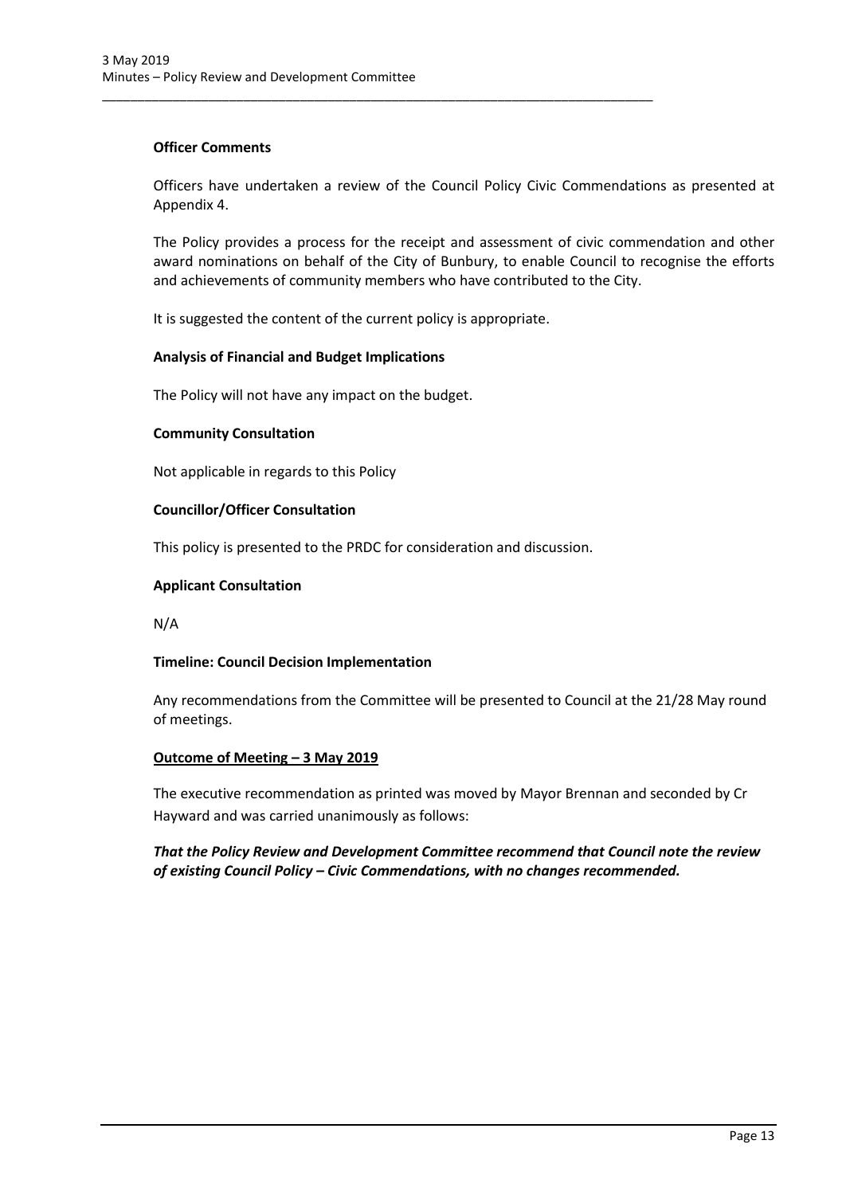**Officer Comments**

Officers have undertaken a review of the Council Policy Civic Commendations as presented at Appendix 4.

The Policy provides a process for the receipt and assessment of civic commendation and other award nominations on behalf of the City of Bunbury, to enable Council to recognise the efforts and achievements of community members who have contributed to the City.

It is suggested the content of the current policy is appropriate.

**Analysis of Financial and Budget Implications**

The Policy will not have any impact on the budget.

**Community Consultation**

Not applicable in regards to this Policy

**Councillor/Officer Consultation**

This policy is presented to the PRDC for consideration and discussion.

**Applicant Consultation**

N/A

**Timeline: Council Decision Implementation**

Any recommendations from the Committee will be presented to Council at the 21/28 May round of meetings.

**<u>Outcome of Meeting – 3 May 2019</u>**

The executive recommendation as printed was moved by Mayor Brennan and seconded by Cr Hayward and was carried unanimously as follows:

***That the Policy Review and Development Committee recommend that Council note the review of existing Council Policy – Civic Commendations, with no changes recommended.***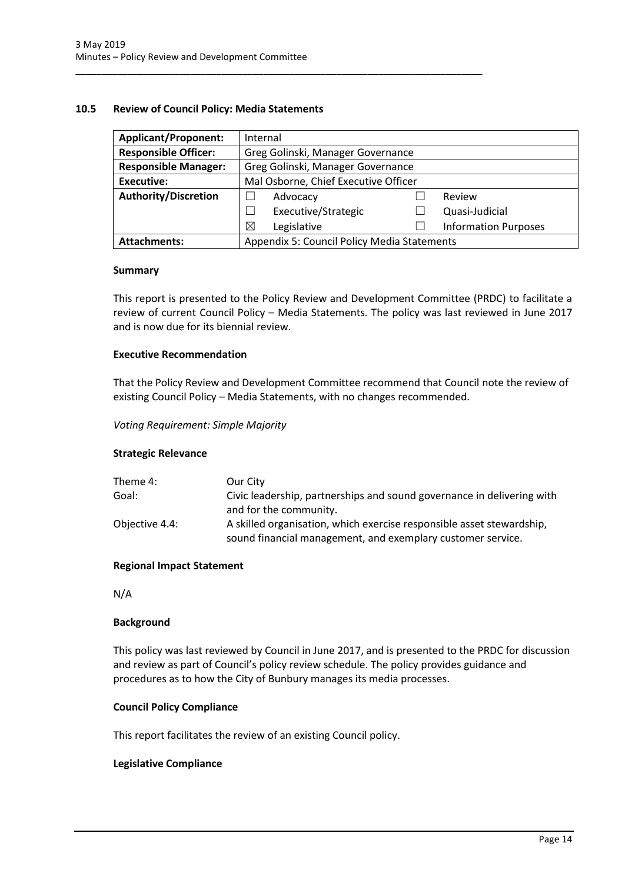## 10.5 Review of Council Policy: Media Statements

| **Applicant/Proponent:** | Internal | | | |
|---|---|---|---|---|
| **Responsible Officer:** | Greg Golinski, Manager Governance | | | |
| **Responsible Manager:** | Greg Golinski, Manager Governance | | | |
| **Executive:** | Mal Osborne, Chief Executive Officer | | | |
| **Authority/Discretion** | ☐ | Advocacy | ☐ | Review |
| | ☐ | Executive/Strategic | ☐ | Quasi-Judicial |
| | ☒ | Legislative | ☐ | Information Purposes |
| **Attachments:** | Appendix 5: Council Policy Media Statements | | | |

### Summary

This report is presented to the Policy Review and Development Committee (PRDC) to facilitate a review of current Council Policy – Media Statements. The policy was last reviewed in June 2017 and is now due for its biennial review.

### Executive Recommendation

That the Policy Review and Development Committee recommend that Council note the review of existing Council Policy – Media Statements, with no changes recommended.

*Voting Requirement: Simple Majority*

### Strategic Relevance

| | |
|---|---|
| Theme 4: | Our City |
| Goal: | Civic leadership, partnerships and sound governance in delivering with and for the community. |
| Objective 4.4: | A skilled organisation, which exercise responsible asset stewardship, sound financial management, and exemplary customer service. |

### Regional Impact Statement

N/A

### Background

This policy was last reviewed by Council in June 2017, and is presented to the PRDC for discussion and review as part of Council's policy review schedule. The policy provides guidance and procedures as to how the City of Bunbury manages its media processes.

### Council Policy Compliance

This report facilitates the review of an existing Council policy.

### Legislative Compliance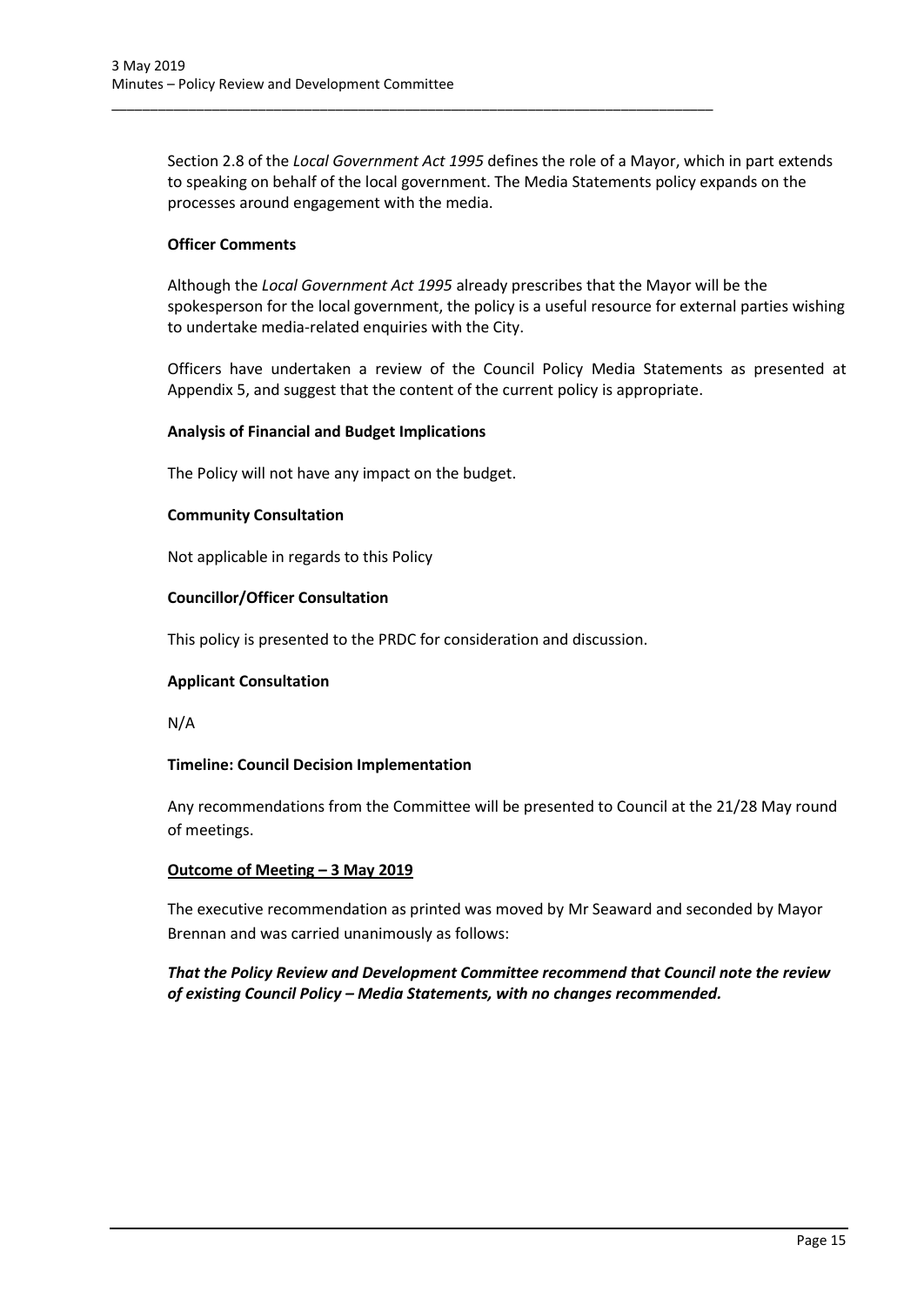Section 2.8 of the *Local Government Act 1995* defines the role of a Mayor, which in part extends to speaking on behalf of the local government. The Media Statements policy expands on the processes around engagement with the media.

**Officer Comments**

Although the *Local Government Act 1995* already prescribes that the Mayor will be the spokesperson for the local government, the policy is a useful resource for external parties wishing to undertake media-related enquiries with the City.

Officers have undertaken a review of the Council Policy Media Statements as presented at Appendix 5, and suggest that the content of the current policy is appropriate.

**Analysis of Financial and Budget Implications**

The Policy will not have any impact on the budget.

**Community Consultation**

Not applicable in regards to this Policy

**Councillor/Officer Consultation**

This policy is presented to the PRDC for consideration and discussion.

**Applicant Consultation**

N/A

**Timeline: Council Decision Implementation**

Any recommendations from the Committee will be presented to Council at the 21/28 May round of meetings.

**<u>Outcome of Meeting – 3 May 2019</u>**

The executive recommendation as printed was moved by Mr Seaward and seconded by Mayor Brennan and was carried unanimously as follows:

***That the Policy Review and Development Committee recommend that Council note the review of existing Council Policy – Media Statements, with no changes recommended.***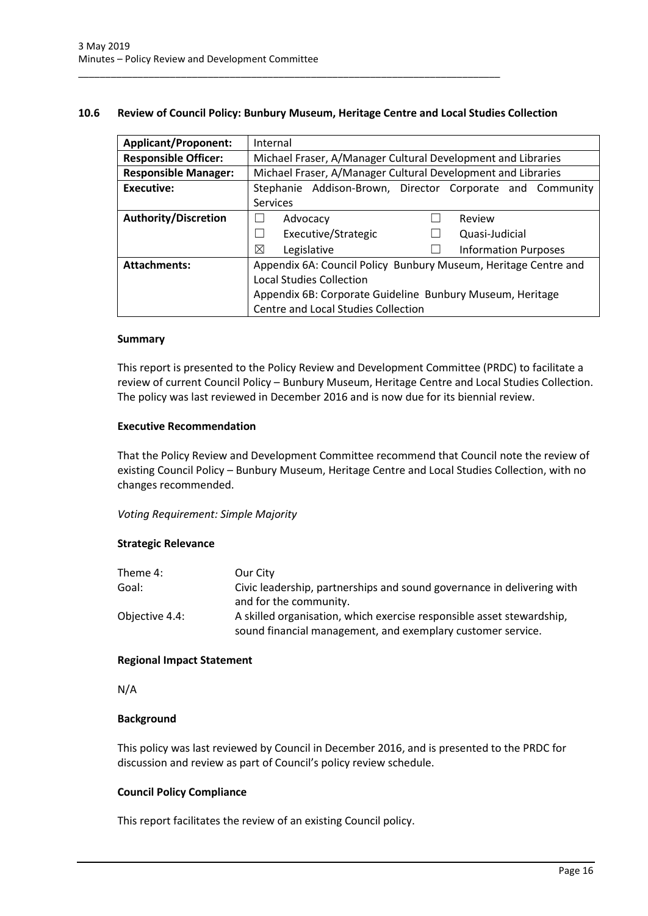## 10.6 Review of Council Policy: Bunbury Museum, Heritage Centre and Local Studies Collection

| **Applicant/Proponent:** | Internal |
|---|---|
| **Responsible Officer:** | Michael Fraser, A/Manager Cultural Development and Libraries |
| **Responsible Manager:** | Michael Fraser, A/Manager Cultural Development and Libraries |
| **Executive:** | Stephanie Addison-Brown, Director Corporate and Community Services |
| **Authority/Discretion** | ☐ Advocacy ☐ Review<br>☐ Executive/Strategic ☐ Quasi-Judicial<br>☒ Legislative ☐ Information Purposes |
| **Attachments:** | Appendix 6A: Council Policy Bunbury Museum, Heritage Centre and Local Studies Collection<br>Appendix 6B: Corporate Guideline Bunbury Museum, Heritage Centre and Local Studies Collection |

### Summary

This report is presented to the Policy Review and Development Committee (PRDC) to facilitate a review of current Council Policy – Bunbury Museum, Heritage Centre and Local Studies Collection. The policy was last reviewed in December 2016 and is now due for its biennial review.

### Executive Recommendation

That the Policy Review and Development Committee recommend that Council note the review of existing Council Policy – Bunbury Museum, Heritage Centre and Local Studies Collection, with no changes recommended.

*Voting Requirement: Simple Majority*

### Strategic Relevance

| | |
|---|---|
| Theme 4: | Our City |
| Goal: | Civic leadership, partnerships and sound governance in delivering with and for the community. |
| Objective 4.4: | A skilled organisation, which exercise responsible asset stewardship, sound financial management, and exemplary customer service. |

### Regional Impact Statement

N/A

### Background

This policy was last reviewed by Council in December 2016, and is presented to the PRDC for discussion and review as part of Council's policy review schedule.

### Council Policy Compliance

This report facilitates the review of an existing Council policy.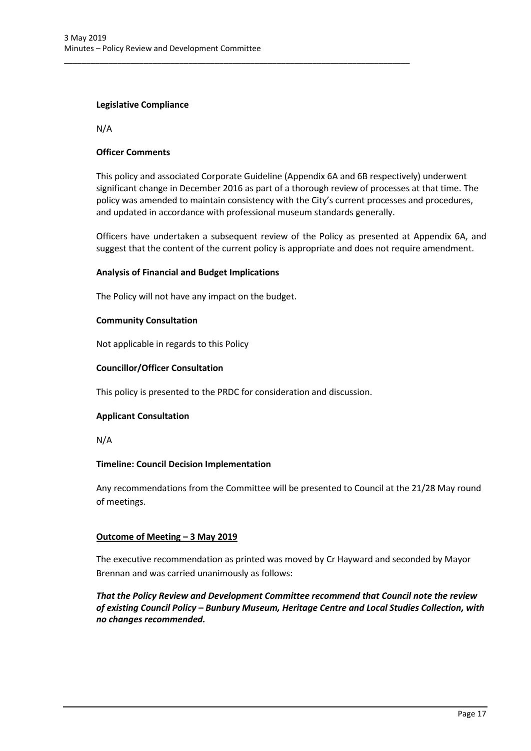**Legislative Compliance**

N/A

**Officer Comments**

This policy and associated Corporate Guideline (Appendix 6A and 6B respectively) underwent significant change in December 2016 as part of a thorough review of processes at that time. The policy was amended to maintain consistency with the City's current processes and procedures, and updated in accordance with professional museum standards generally.

Officers have undertaken a subsequent review of the Policy as presented at Appendix 6A, and suggest that the content of the current policy is appropriate and does not require amendment.

**Analysis of Financial and Budget Implications**

The Policy will not have any impact on the budget.

**Community Consultation**

Not applicable in regards to this Policy

**Councillor/Officer Consultation**

This policy is presented to the PRDC for consideration and discussion.

**Applicant Consultation**

N/A

**Timeline: Council Decision Implementation**

Any recommendations from the Committee will be presented to Council at the 21/28 May round of meetings.

**Outcome of Meeting – 3 May 2019**

The executive recommendation as printed was moved by Cr Hayward and seconded by Mayor Brennan and was carried unanimously as follows:

***That the Policy Review and Development Committee recommend that Council note the review of existing Council Policy – Bunbury Museum, Heritage Centre and Local Studies Collection, with no changes recommended.***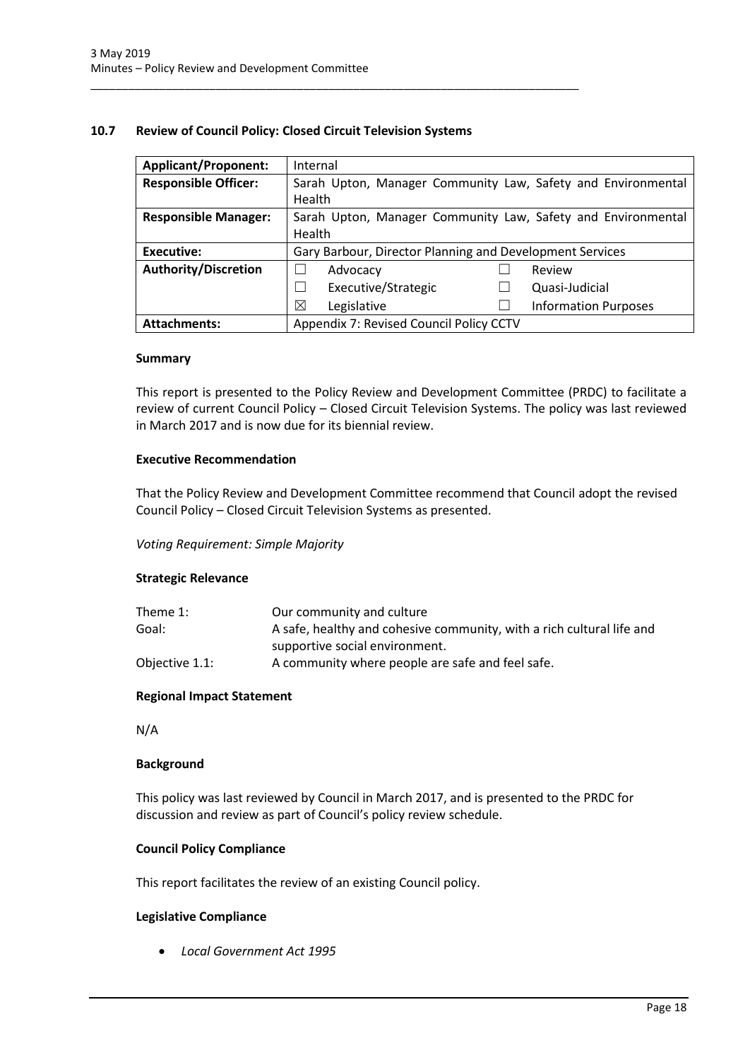## 10.7 Review of Council Policy: Closed Circuit Television Systems

| Applicant/Proponent: | Internal | | | |
|---|---|---|---|---|
| Responsible Officer: | Sarah Upton, Manager Community Law, Safety and Environmental Health | | | |
| Responsible Manager: | Sarah Upton, Manager Community Law, Safety and Environmental Health | | | |
| Executive: | Gary Barbour, Director Planning and Development Services | | | |
| Authority/Discretion | ☐ | Advocacy | ☐ | Review |
| | ☐ | Executive/Strategic | ☐ | Quasi-Judicial |
| | ☒ | Legislative | ☐ | Information Purposes |
| Attachments: | Appendix 7: Revised Council Policy CCTV | | | |

### Summary

This report is presented to the Policy Review and Development Committee (PRDC) to facilitate a review of current Council Policy – Closed Circuit Television Systems. The policy was last reviewed in March 2017 and is now due for its biennial review.

### Executive Recommendation

That the Policy Review and Development Committee recommend that Council adopt the revised Council Policy – Closed Circuit Television Systems as presented.

*Voting Requirement: Simple Majority*

### Strategic Relevance

| | |
|---|---|
| Theme 1: | Our community and culture |
| Goal: | A safe, healthy and cohesive community, with a rich cultural life and supportive social environment. |
| Objective 1.1: | A community where people are safe and feel safe. |

### Regional Impact Statement

N/A

### Background

This policy was last reviewed by Council in March 2017, and is presented to the PRDC for discussion and review as part of Council's policy review schedule.

### Council Policy Compliance

This report facilitates the review of an existing Council policy.

### Legislative Compliance

- *Local Government Act 1995*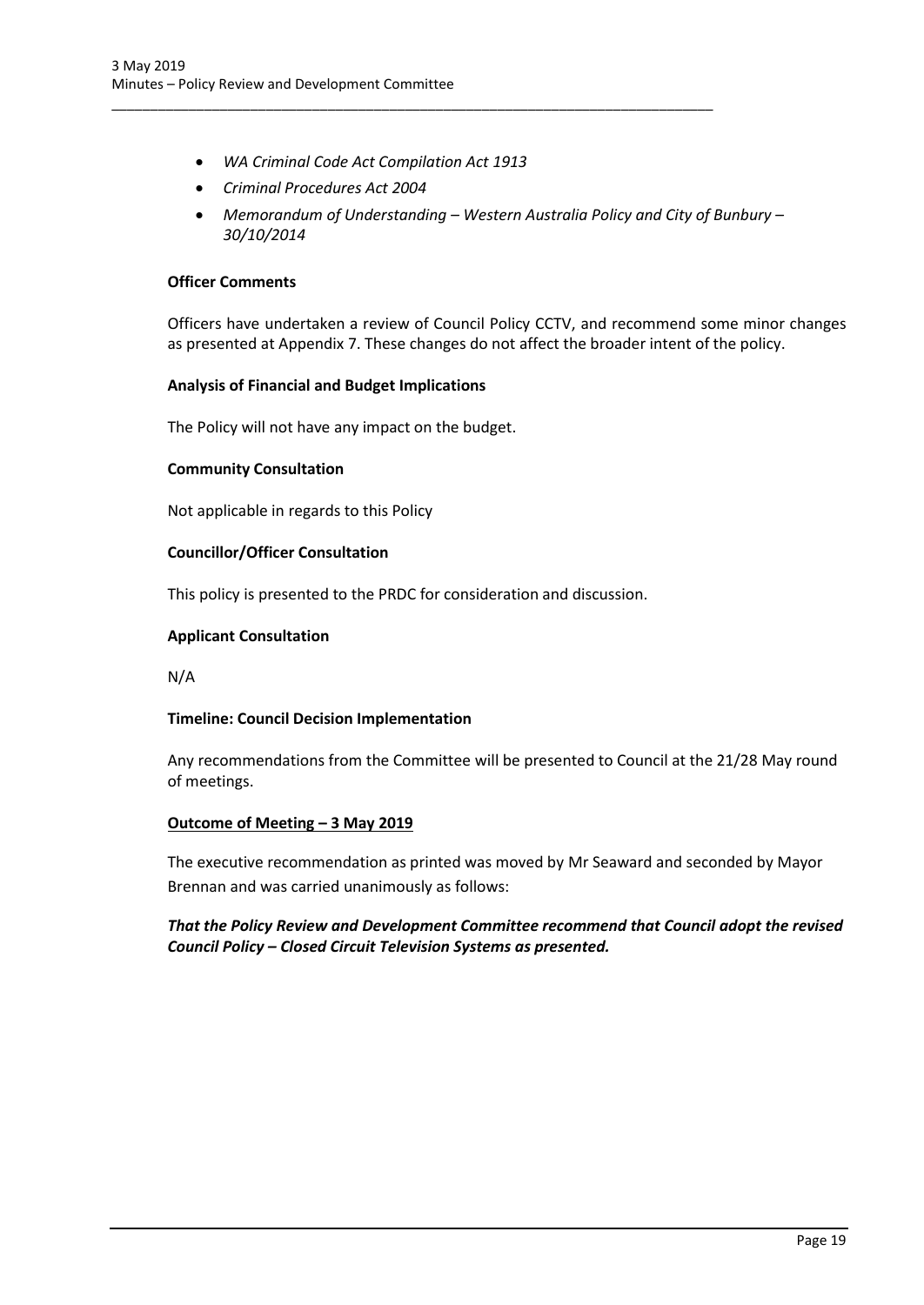- *WA Criminal Code Act Compilation Act 1913*
- *Criminal Procedures Act 2004*
- *Memorandum of Understanding – Western Australia Policy and City of Bunbury – 30/10/2014*

**Officer Comments**

Officers have undertaken a review of Council Policy CCTV, and recommend some minor changes as presented at Appendix 7. These changes do not affect the broader intent of the policy.

**Analysis of Financial and Budget Implications**

The Policy will not have any impact on the budget.

**Community Consultation**

Not applicable in regards to this Policy

**Councillor/Officer Consultation**

This policy is presented to the PRDC for consideration and discussion.

**Applicant Consultation**

N/A

**Timeline: Council Decision Implementation**

Any recommendations from the Committee will be presented to Council at the 21/28 May round of meetings.

**Outcome of Meeting – 3 May 2019**

The executive recommendation as printed was moved by Mr Seaward and seconded by Mayor Brennan and was carried unanimously as follows:

***That the Policy Review and Development Committee recommend that Council adopt the revised Council Policy – Closed Circuit Television Systems as presented.***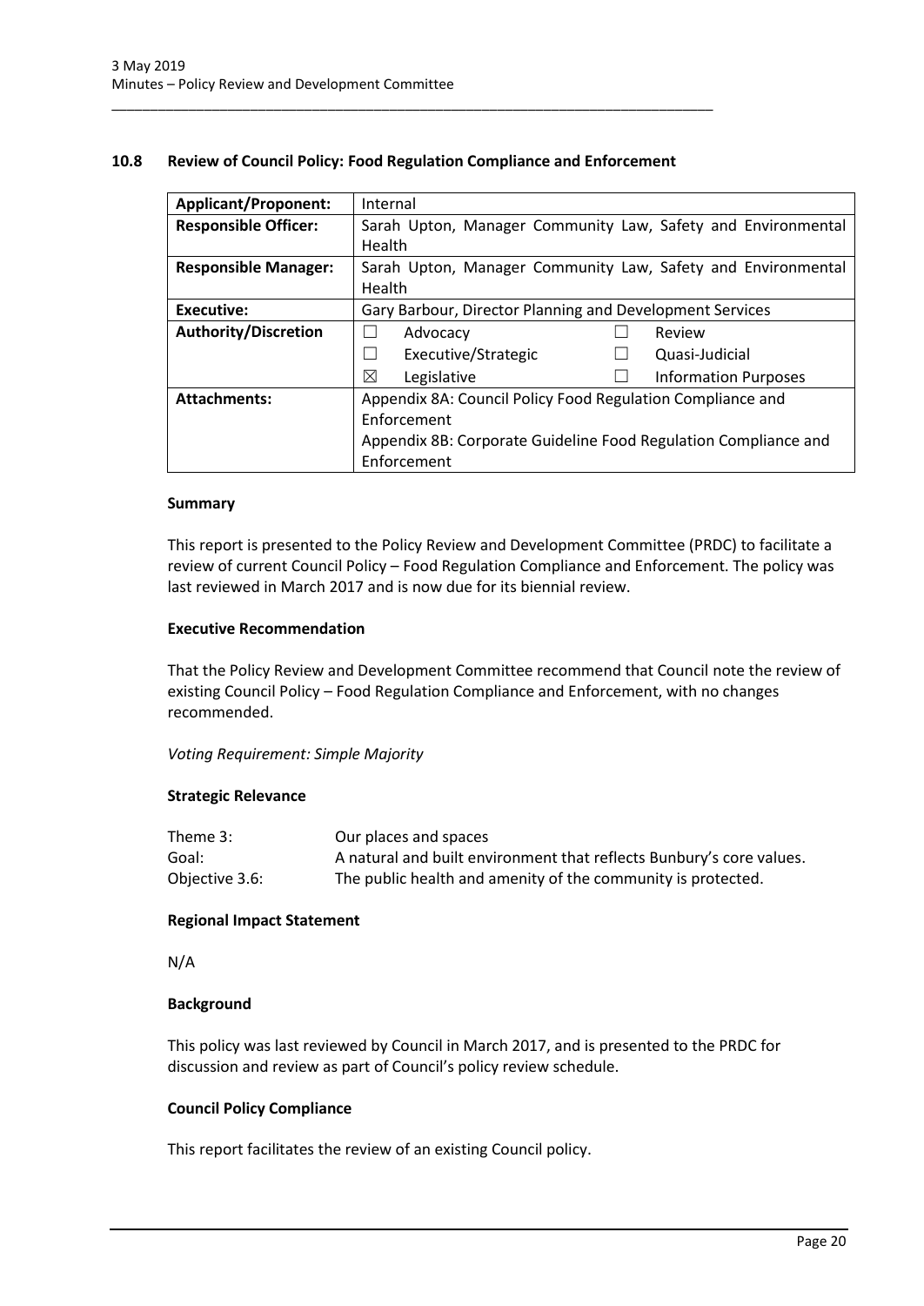## 10.8 Review of Council Policy: Food Regulation Compliance and Enforcement

| **Applicant/Proponent:** | Internal | | | |
|---|---|---|---|---|
| **Responsible Officer:** | Sarah Upton, Manager Community Law, Safety and Environmental Health | | | |
| **Responsible Manager:** | Sarah Upton, Manager Community Law, Safety and Environmental Health | | | |
| **Executive:** | Gary Barbour, Director Planning and Development Services | | | |
| **Authority/Discretion** | ☐ | Advocacy | ☐ | Review |
| | ☐ | Executive/Strategic | ☐ | Quasi-Judicial |
| | ☒ | Legislative | ☐ | Information Purposes |
| **Attachments:** | Appendix 8A: Council Policy Food Regulation Compliance and Enforcement<br>Appendix 8B: Corporate Guideline Food Regulation Compliance and Enforcement | | | |

### Summary

This report is presented to the Policy Review and Development Committee (PRDC) to facilitate a review of current Council Policy – Food Regulation Compliance and Enforcement. The policy was last reviewed in March 2017 and is now due for its biennial review.

### Executive Recommendation

That the Policy Review and Development Committee recommend that Council note the review of existing Council Policy – Food Regulation Compliance and Enforcement, with no changes recommended.

*Voting Requirement: Simple Majority*

### Strategic Relevance

| | |
|---|---|
| Theme 3: | Our places and spaces |
| Goal: | A natural and built environment that reflects Bunbury's core values. |
| Objective 3.6: | The public health and amenity of the community is protected. |

### Regional Impact Statement

N/A

### Background

This policy was last reviewed by Council in March 2017, and is presented to the PRDC for discussion and review as part of Council's policy review schedule.

### Council Policy Compliance

This report facilitates the review of an existing Council policy.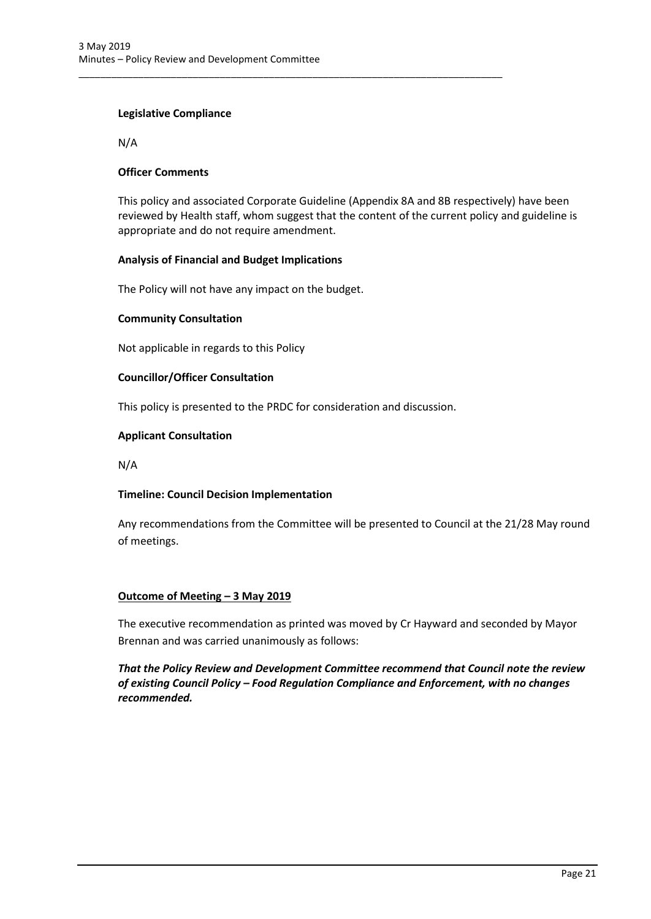**Legislative Compliance**

N/A

**Officer Comments**

This policy and associated Corporate Guideline (Appendix 8A and 8B respectively) have been reviewed by Health staff, whom suggest that the content of the current policy and guideline is appropriate and do not require amendment.

**Analysis of Financial and Budget Implications**

The Policy will not have any impact on the budget.

**Community Consultation**

Not applicable in regards to this Policy

**Councillor/Officer Consultation**

This policy is presented to the PRDC for consideration and discussion.

**Applicant Consultation**

N/A

**Timeline: Council Decision Implementation**

Any recommendations from the Committee will be presented to Council at the 21/28 May round of meetings.

**Outcome of Meeting – 3 May 2019**

The executive recommendation as printed was moved by Cr Hayward and seconded by Mayor Brennan and was carried unanimously as follows:

***That the Policy Review and Development Committee recommend that Council note the review of existing Council Policy – Food Regulation Compliance and Enforcement, with no changes recommended.***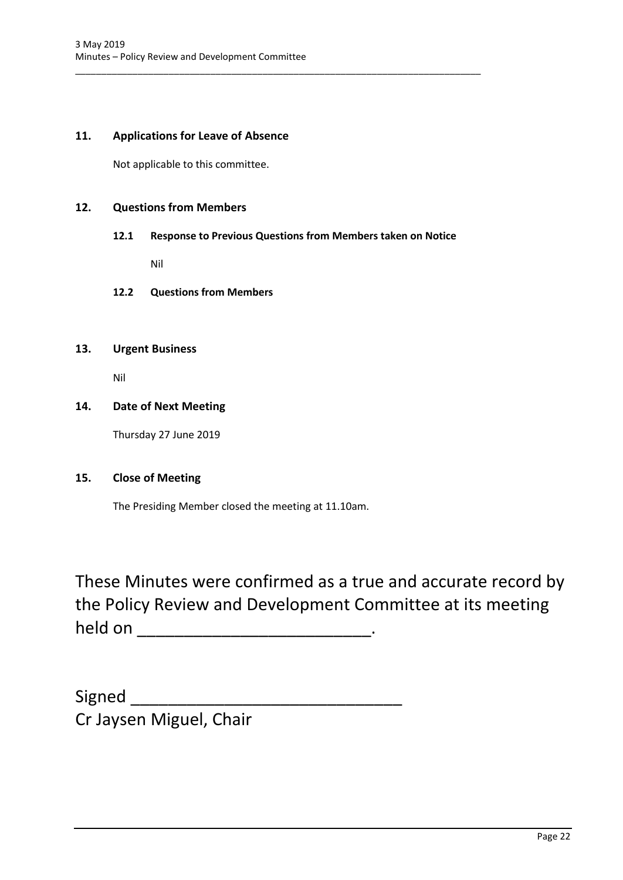## 11. Applications for Leave of Absence

Not applicable to this committee.

## 12. Questions from Members

### 12.1 Response to Previous Questions from Members taken on Notice

Nil

### 12.2 Questions from Members

## 13. Urgent Business

Nil

## 14. Date of Next Meeting

Thursday 27 June 2019

## 15. Close of Meeting

The Presiding Member closed the meeting at 11.10am.

These Minutes were confirmed as a true and accurate record by the Policy Review and Development Committee at its meeting held on ___________________________.

Signed ______________________________
Cr Jaysen Miguel, Chair